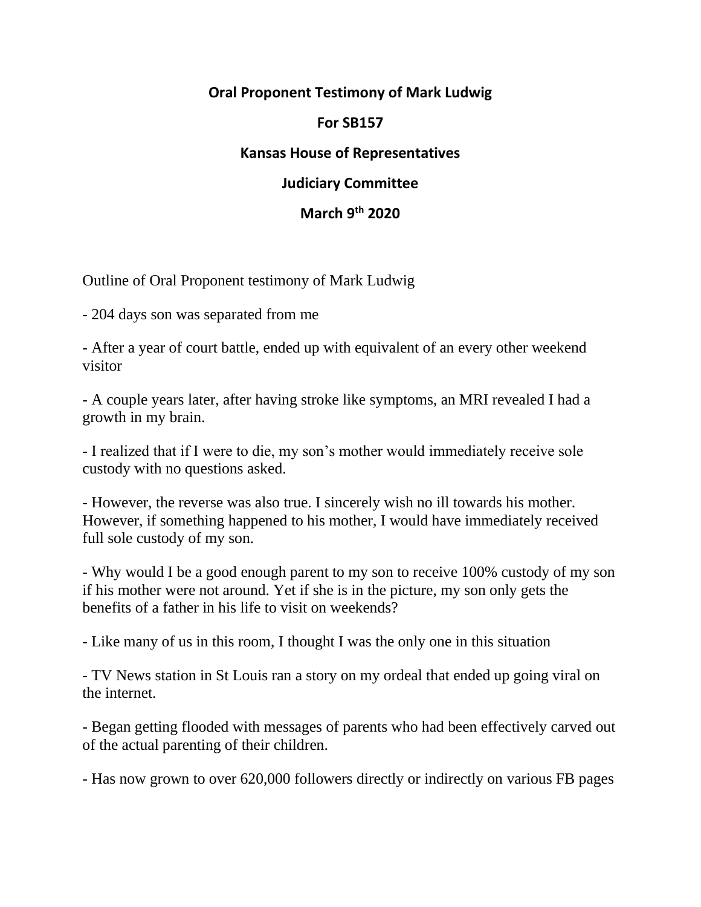**Oral Proponent Testimony of Mark Ludwig**

**For SB157**

**Kansas House of Representatives**

**Judiciary Committee**

**March 9th 2020**

Outline of Oral Proponent testimony of Mark Ludwig

- 204 days son was separated from me

- After a year of court battle, ended up with equivalent of an every other weekend visitor

- A couple years later, after having stroke like symptoms, an MRI revealed I had a growth in my brain.

- I realized that if I were to die, my son's mother would immediately receive sole custody with no questions asked.

- However, the reverse was also true. I sincerely wish no ill towards his mother. However, if something happened to his mother, I would have immediately received full sole custody of my son.

- Why would I be a good enough parent to my son to receive 100% custody of my son if his mother were not around. Yet if she is in the picture, my son only gets the benefits of a father in his life to visit on weekends?

- Like many of us in this room, I thought I was the only one in this situation

- TV News station in St Louis ran a story on my ordeal that ended up going viral on the internet.

- Began getting flooded with messages of parents who had been effectively carved out of the actual parenting of their children.

- Has now grown to over 620,000 followers directly or indirectly on various FB pages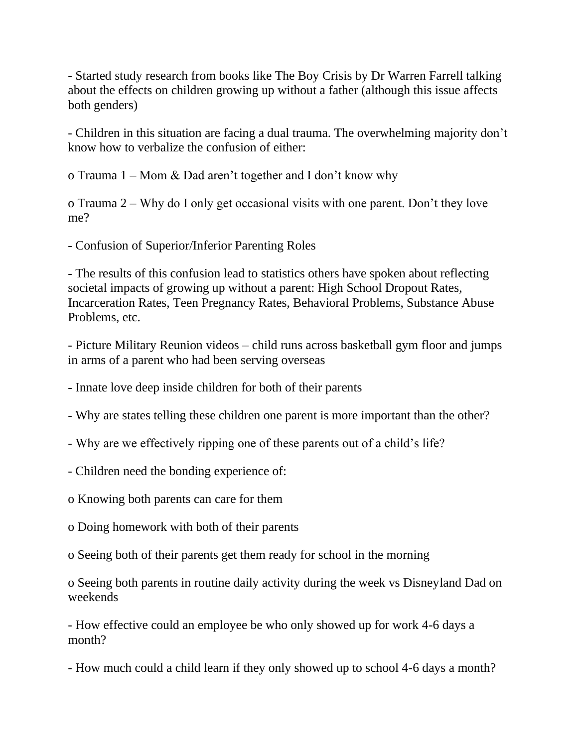- Started study research from books like The Boy Crisis by Dr Warren Farrell talking about the effects on children growing up without a father (although this issue affects both genders)

- Children in this situation are facing a dual trauma. The overwhelming majority don't know how to verbalize the confusion of either:

  - Trauma 1 – Mom & Dad aren't together and I don't know why

  - Trauma 2 – Why do I only get occasional visits with one parent. Don't they love me?

- Confusion of Superior/Inferior Parenting Roles

- The results of this confusion lead to statistics others have spoken about reflecting societal impacts of growing up without a parent: High School Dropout Rates, Incarceration Rates, Teen Pregnancy Rates, Behavioral Problems, Substance Abuse Problems, etc.

- Picture Military Reunion videos – child runs across basketball gym floor and jumps in arms of a parent who had been serving overseas

- Innate love deep inside children for both of their parents

- Why are states telling these children one parent is more important than the other?

- Why are we effectively ripping one of these parents out of a child's life?

- Children need the bonding experience of:

  - Knowing both parents can care for them

  - Doing homework with both of their parents

  - Seeing both of their parents get them ready for school in the morning

  - Seeing both parents in routine daily activity during the week vs Disneyland Dad on weekends

- How effective could an employee be who only showed up for work 4-6 days a month?

- How much could a child learn if they only showed up to school 4-6 days a month?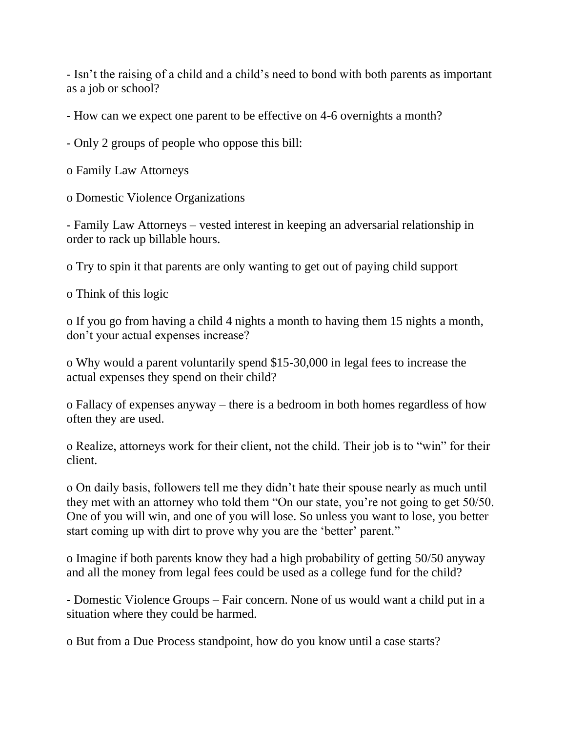- Isn't the raising of a child and a child's need to bond with both parents as important as a job or school?

- How can we expect one parent to be effective on 4-6 overnights a month?

- Only 2 groups of people who oppose this bill:

o Family Law Attorneys

o Domestic Violence Organizations

- Family Law Attorneys – vested interest in keeping an adversarial relationship in order to rack up billable hours.

o Try to spin it that parents are only wanting to get out of paying child support

o Think of this logic

o If you go from having a child 4 nights a month to having them 15 nights a month, don't your actual expenses increase?

o Why would a parent voluntarily spend $15-30,000 in legal fees to increase the actual expenses they spend on their child?

o Fallacy of expenses anyway – there is a bedroom in both homes regardless of how often they are used.

o Realize, attorneys work for their client, not the child. Their job is to "win" for their client.

o On daily basis, followers tell me they didn't hate their spouse nearly as much until they met with an attorney who told them "On our state, you're not going to get 50/50. One of you will win, and one of you will lose. So unless you want to lose, you better start coming up with dirt to prove why you are the 'better' parent."

o Imagine if both parents know they had a high probability of getting 50/50 anyway and all the money from legal fees could be used as a college fund for the child?

- Domestic Violence Groups – Fair concern. None of us would want a child put in a situation where they could be harmed.

o But from a Due Process standpoint, how do you know until a case starts?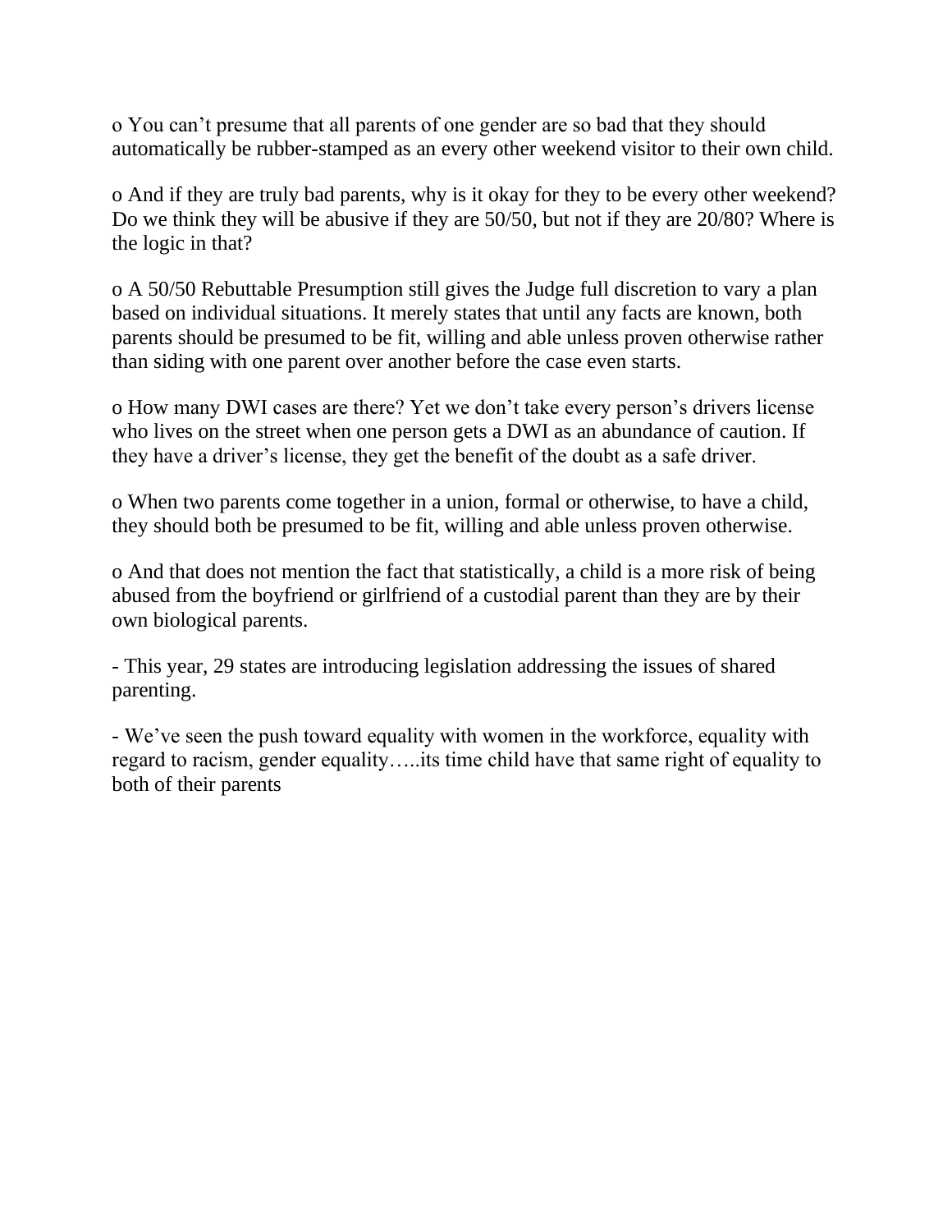o You can't presume that all parents of one gender are so bad that they should automatically be rubber-stamped as an every other weekend visitor to their own child.

o And if they are truly bad parents, why is it okay for they to be every other weekend? Do we think they will be abusive if they are 50/50, but not if they are 20/80? Where is the logic in that?

o A 50/50 Rebuttable Presumption still gives the Judge full discretion to vary a plan based on individual situations. It merely states that until any facts are known, both parents should be presumed to be fit, willing and able unless proven otherwise rather than siding with one parent over another before the case even starts.

o How many DWI cases are there? Yet we don't take every person's drivers license who lives on the street when one person gets a DWI as an abundance of caution. If they have a driver's license, they get the benefit of the doubt as a safe driver.

o When two parents come together in a union, formal or otherwise, to have a child, they should both be presumed to be fit, willing and able unless proven otherwise.

o And that does not mention the fact that statistically, a child is a more risk of being abused from the boyfriend or girlfriend of a custodial parent than they are by their own biological parents.

- This year, 29 states are introducing legislation addressing the issues of shared parenting.

- We've seen the push toward equality with women in the workforce, equality with regard to racism, gender equality…..its time child have that same right of equality to both of their parents